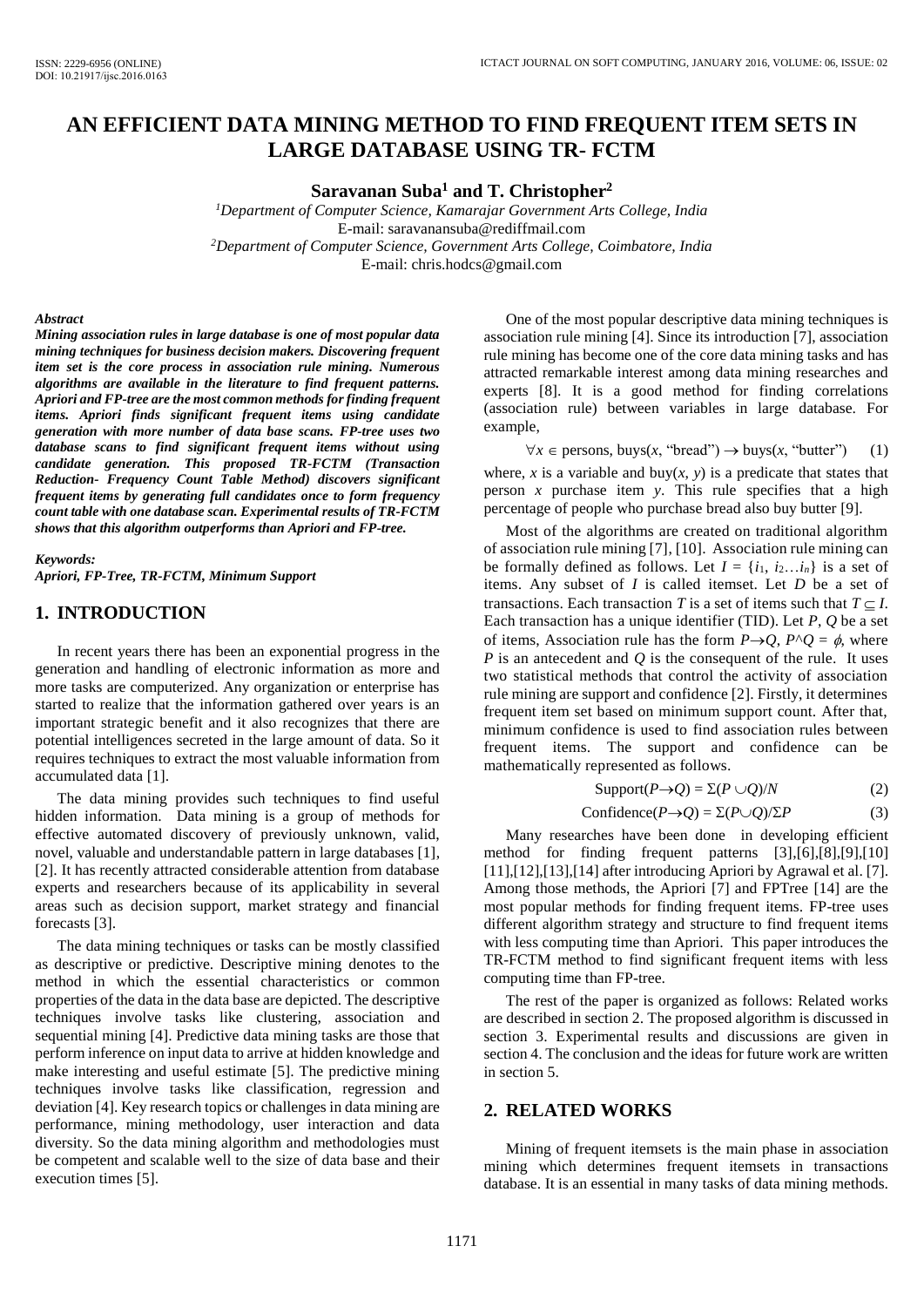# AN EFFICIENT DATA MINING METHOD TO FIND FREQUENT ITEM SETS IN LARGE DATABASE USING TR- FCTM

**Saravanan Suba[1] and T. Christopher[2]**

[1]*Department of Computer Science, Kamarajar Government Arts College, India*
E-mail: saravanansuba@rediffmail.com
[2]*Department of Computer Science, Government Arts College, Coimbatore, India*
E-mail: chris.hodcs@gmail.com

***Abstract***

***Mining association rules in large database is one of most popular data mining techniques for business decision makers. Discovering frequent item set is the core process in association rule mining. Numerous algorithms are available in the literature to find frequent patterns. Apriori and FP-tree are the most common methods for finding frequent items. Apriori finds significant frequent items using candidate generation with more number of data base scans. FP-tree uses two database scans to find significant frequent items without using candidate generation. This proposed TR-FCTM (Transaction Reduction- Frequency Count Table Method) discovers significant frequent items by generating full candidates once to form frequency count table with one database scan. Experimental results of TR-FCTM shows that this algorithm outperforms than Apriori and FP-tree.***

***Keywords:***
***Apriori, FP-Tree, TR-FCTM, Minimum Support***

## 1. INTRODUCTION

In recent years there has been an exponential progress in the generation and handling of electronic information as more and more tasks are computerized. Any organization or enterprise has started to realize that the information gathered over years is an important strategic benefit and it also recognizes that there are potential intelligences secreted in the large amount of data. So it requires techniques to extract the most valuable information from accumulated data [1].

The data mining provides such techniques to find useful hidden information. Data mining is a group of methods for effective automated discovery of previously unknown, valid, novel, valuable and understandable pattern in large databases [1], [2]. It has recently attracted considerable attention from database experts and researchers because of its applicability in several areas such as decision support, market strategy and financial forecasts [3].

The data mining techniques or tasks can be mostly classified as descriptive or predictive. Descriptive mining denotes to the method in which the essential characteristics or common properties of the data in the data base are depicted. The descriptive techniques involve tasks like clustering, association and sequential mining [4]. Predictive data mining tasks are those that perform inference on input data to arrive at hidden knowledge and make interesting and useful estimate [5]. The predictive mining techniques involve tasks like classification, regression and deviation [4]. Key research topics or challenges in data mining are performance, mining methodology, user interaction and data diversity. So the data mining algorithm and methodologies must be competent and scalable well to the size of data base and their execution times [5].

One of the most popular descriptive data mining techniques is association rule mining [4]. Since its introduction [7], association rule mining has become one of the core data mining tasks and has attracted remarkable interest among data mining researches and experts [8]. It is a good method for finding correlations (association rule) between variables in large database. For example,

$$\forall x \in \text{persons, buys}(x, \text{"bread"}) \rightarrow \text{buys}(x, \text{"butter"}) \quad (1)$$

where, $x$ is a variable and buy($x$, $y$) is a predicate that states that person $x$ purchase item $y$. This rule specifies that a high percentage of people who purchase bread also buy butter [9].

Most of the algorithms are created on traditional algorithm of association rule mining [7], [10]. Association rule mining can be formally defined as follows. Let $I = \{i_1, i_2 \ldots i_n\}$ is a set of items. Any subset of $I$ is called itemset. Let $D$ be a set of transactions. Each transaction $T$ is a set of items such that $T \subseteq I$. Each transaction has a unique identifier (TID). Let $P$, $Q$ be a set of items, Association rule has the form $P \rightarrow Q$, $P \wedge Q = \phi$, where $P$ is an antecedent and $Q$ is the consequent of the rule. It uses two statistical methods that control the activity of association rule mining are support and confidence [2]. Firstly, it determines frequent item set based on minimum support count. After that, minimum confidence is used to find association rules between frequent items. The support and confidence can be mathematically represented as follows.

$$\text{Support}(P \rightarrow Q) = \Sigma(P \cup Q)/N \quad (2)$$

$$\text{Confidence}(P \rightarrow Q) = \Sigma(P \cup Q)/\Sigma P \quad (3)$$

Many researches have been done in developing efficient method for finding frequent patterns [3],[6],[8],[9],[10] [11],[12],[13],[14] after introducing Apriori by Agrawal et al. [7]. Among those methods, the Apriori [7] and FPTree [14] are the most popular methods for finding frequent items. FP-tree uses different algorithm strategy and structure to find frequent items with less computing time than Apriori. This paper introduces the TR-FCTM method to find significant frequent items with less computing time than FP-tree.

The rest of the paper is organized as follows: Related works are described in section 2. The proposed algorithm is discussed in section 3. Experimental results and discussions are given in section 4. The conclusion and the ideas for future work are written in section 5.

## 2. RELATED WORKS

Mining of frequent itemsets is the main phase in association mining which determines frequent itemsets in transactions database. It is an essential in many tasks of data mining methods.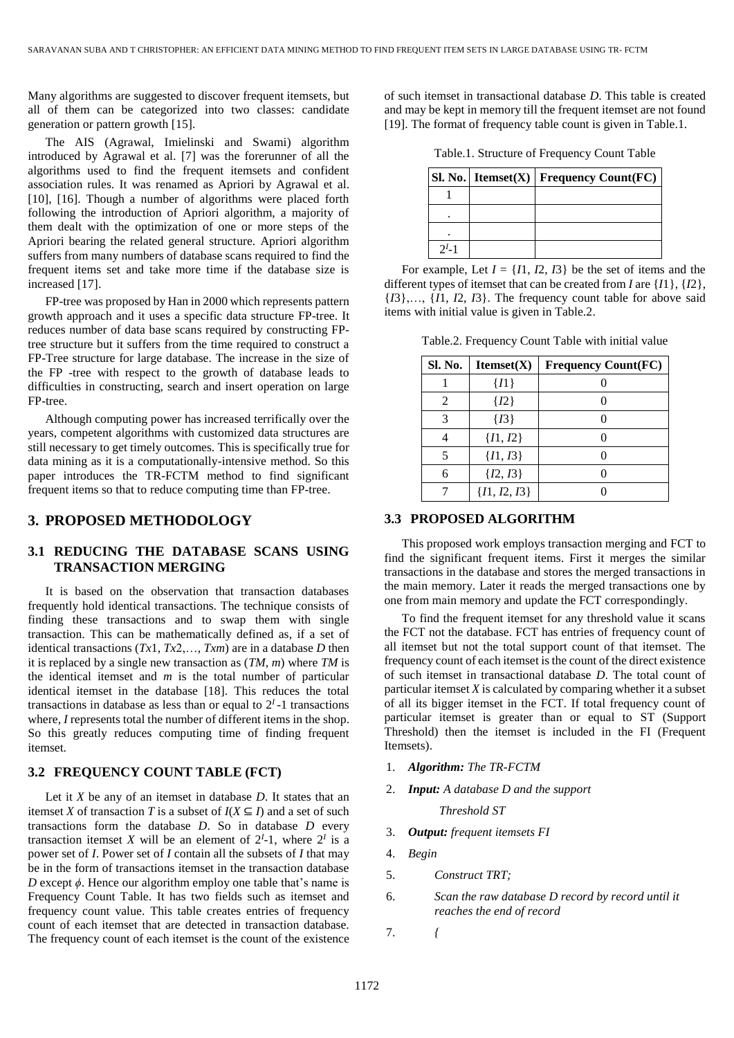Many algorithms are suggested to discover frequent itemsets, but all of them can be categorized into two classes: candidate generation or pattern growth [15].

The AIS (Agrawal, Imielinski and Swami) algorithm introduced by Agrawal et al. [7] was the forerunner of all the algorithms used to find the frequent itemsets and confident association rules. It was renamed as Apriori by Agrawal et al. [10], [16]. Though a number of algorithms were placed forth following the introduction of Apriori algorithm, a majority of them dealt with the optimization of one or more steps of the Apriori bearing the related general structure. Apriori algorithm suffers from many numbers of database scans required to find the frequent items set and take more time if the database size is increased [17].

FP-tree was proposed by Han in 2000 which represents pattern growth approach and it uses a specific data structure FP-tree. It reduces number of data base scans required by constructing FP-tree structure but it suffers from the time required to construct a FP-Tree structure for large database. The increase in the size of the FP -tree with respect to the growth of database leads to difficulties in constructing, search and insert operation on large FP-tree.

Although computing power has increased terrifically over the years, competent algorithms with customized data structures are still necessary to get timely outcomes. This is specifically true for data mining as it is a computationally-intensive method. So this paper introduces the TR-FCTM method to find significant frequent items so that to reduce computing time than FP-tree.

## 3. PROPOSED METHODOLOGY

### 3.1 REDUCING THE DATABASE SCANS USING TRANSACTION MERGING

It is based on the observation that transaction databases frequently hold identical transactions. The technique consists of finding these transactions and to swap them with single transaction. This can be mathematically defined as, if a set of identical transactions ($Tx1$, $Tx2$,…, $Txm$) are in a database $D$ then it is replaced by a single new transaction as ($TM$, $m$) where $TM$ is the identical itemset and $m$ is the total number of particular identical itemset in the database [18]. This reduces the total transactions in database as less than or equal to $2^I$-1 transactions where, $I$ represents total the number of different items in the shop. So this greatly reduces computing time of finding frequent itemset.

### 3.2 FREQUENCY COUNT TABLE (FCT)

Let it $X$ be any of an itemset in database $D$. It states that an itemset $X$ of transaction $T$ is a subset of $I(X \subseteq I)$ and a set of such transactions form the database $D$. So in database $D$ every transaction itemset $X$ will be an element of $2^I$-1, where $2^I$ is a power set of $I$. Power set of $I$ contain all the subsets of $I$ that may be in the form of transactions itemset in the transaction database $D$ except $\phi$. Hence our algorithm employ one table that's name is Frequency Count Table. It has two fields such as itemset and frequency count value. This table creates entries of frequency count of each itemset that are detected in transaction database. The frequency count of each itemset is the count of the existence of such itemset in transactional database $D$. This table is created and may be kept in memory till the frequent itemset are not found [19]. The format of frequency table count is given in Table.1.

Table.1. Structure of Frequency Count Table

| Sl. No. | Itemset(X) | Frequency Count(FC) |
|---|---|---|
| 1 | | |
| . | | |
| . | | |
| $2^I$-1 | | |

For example, Let $I$ = {$I1$, $I2$, $I3$} be the set of items and the different types of itemset that can be created from $I$ are {$I1$}, {$I2$}, {$I3$},…, {$I1$, $I2$, $I3$}. The frequency count table for above said items with initial value is given in Table.2.

Table.2. Frequency Count Table with initial value

| Sl. No. | Itemset(X) | Frequency Count(FC) |
|---|---|---|
| 1 | {$I1$} | 0 |
| 2 | {$I2$} | 0 |
| 3 | {$I3$} | 0 |
| 4 | {$I1$, $I2$} | 0 |
| 5 | {$I1$, $I3$} | 0 |
| 6 | {$I2$, $I3$} | 0 |
| 7 | {$I1$, $I2$, $I3$} | 0 |

### 3.3 PROPOSED ALGORITHM

This proposed work employs transaction merging and FCT to find the significant frequent items. First it merges the similar transactions in the database and stores the merged transactions in the main memory. Later it reads the merged transactions one by one from main memory and update the FCT correspondingly.

To find the frequent itemset for any threshold value it scans the FCT not the database. FCT has entries of frequency count of all itemset but not the total support count of that itemset. The frequency count of each itemset is the count of the direct existence of such itemset in transactional database $D$. The total count of particular itemset $X$ is calculated by comparing whether it a subset of all its bigger itemset in the FCT. If total frequency count of particular itemset is greater than or equal to ST (Support Threshold) then the itemset is included in the FI (Frequent Itemsets).

1. ***Algorithm:*** *The TR-FCTM*
2. ***Input:*** *A database D and the support Threshold ST*
3. ***Output:*** *frequent itemsets FI*
4. *Begin*
5. *Construct TRT;*
6. *Scan the raw database D record by record until it reaches the end of record*
7. *{*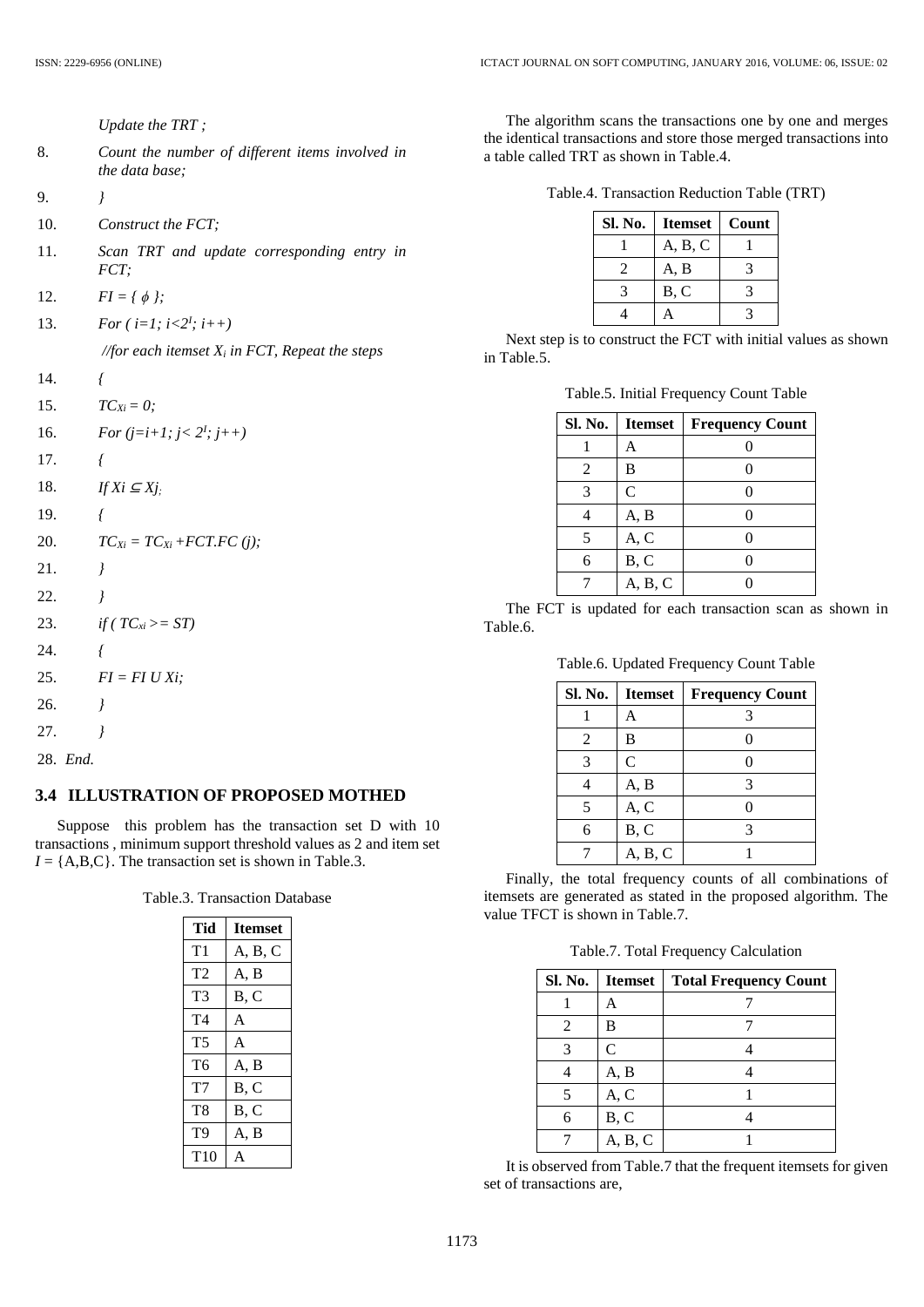*Update the TRT ;*

8. *Count the number of different items involved in the data base;*

9. *}*

10. *Construct the FCT;*

11. *Scan TRT and update corresponding entry in FCT;*

12. *FI = { $\phi$ };*

13. *For ( i=1; i<$2^I$; i++)*

    *//for each itemset $X_i$ in FCT, Repeat the steps*

14. *{*

15. *$TC_{Xi}$ = 0;*

16. *For (j=i+1; j< $2^I$; j++)*

17. *{*

18. *If Xi ⊆ Xj;*

19. *{*

20. *$TC_{Xi}$ = $TC_{Xi}$ +FCT.FC (j);*

21. *}*

22. *}*

23. *if ( $TC_{xi}$ >= ST)*

24. *{*

25. *FI = FI U Xi;*

26. *}*

27. *}*

28. *End.*

### 3.4 ILLUSTRATION OF PROPOSED MOTHED

Suppose this problem has the transaction set D with 10 transactions , minimum support threshold values as 2 and item set *I* = {A,B,C}. The transaction set is shown in Table.3.

Table.3. Transaction Database

| Tid | Itemset |
|---|---|
| T1 | A, B, C |
| T2 | A, B |
| T3 | B, C |
| T4 | A |
| T5 | A |
| T6 | A, B |
| T7 | B, C |
| T8 | B, C |
| T9 | A, B |
| T10 | A |

The algorithm scans the transactions one by one and merges the identical transactions and store those merged transactions into a table called TRT as shown in Table.4.

Table.4. Transaction Reduction Table (TRT)

| Sl. No. | Itemset | Count |
|---|---|---|
| 1 | A, B, C | 1 |
| 2 | A, B | 3 |
| 3 | B, C | 3 |
| 4 | A | 3 |

Next step is to construct the FCT with initial values as shown in Table.5.

Table.5. Initial Frequency Count Table

| Sl. No. | Itemset | Frequency Count |
|---|---|---|
| 1 | A | 0 |
| 2 | B | 0 |
| 3 | C | 0 |
| 4 | A, B | 0 |
| 5 | A, C | 0 |
| 6 | B, C | 0 |
| 7 | A, B, C | 0 |

The FCT is updated for each transaction scan as shown in Table.6.

Table.6. Updated Frequency Count Table

| Sl. No. | Itemset | Frequency Count |
|---|---|---|
| 1 | A | 3 |
| 2 | B | 0 |
| 3 | C | 0 |
| 4 | A, B | 3 |
| 5 | A, C | 0 |
| 6 | B, C | 3 |
| 7 | A, B, C | 1 |

Finally, the total frequency counts of all combinations of itemsets are generated as stated in the proposed algorithm. The value TFCT is shown in Table.7.

Table.7. Total Frequency Calculation

| Sl. No. | Itemset | Total Frequency Count |
|---|---|---|
| 1 | A | 7 |
| 2 | B | 7 |
| 3 | C | 4 |
| 4 | A, B | 4 |
| 5 | A, C | 1 |
| 6 | B, C | 4 |
| 7 | A, B, C | 1 |

It is observed from Table.7 that the frequent itemsets for given set of transactions are,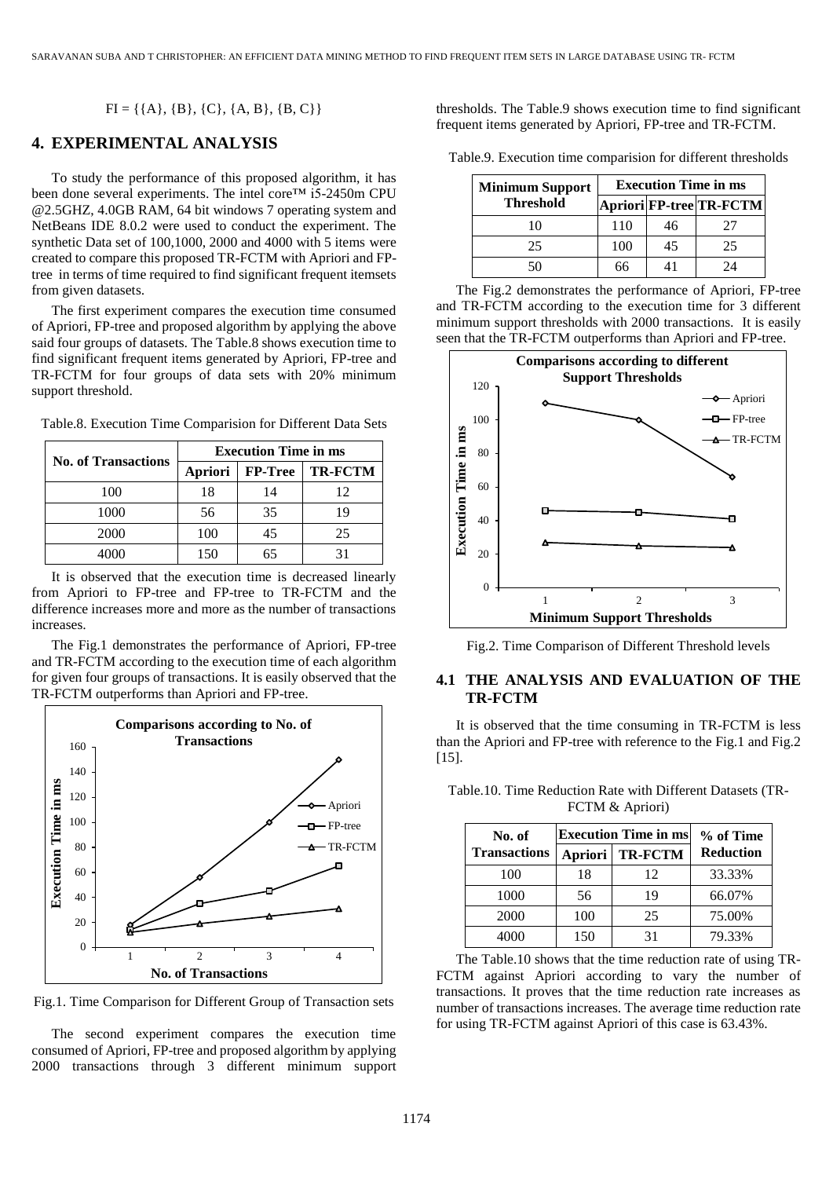$FI = \{\{A\}, \{B\}, \{C\}, \{A, B\}, \{B, C\}\}$

## 4. EXPERIMENTAL ANALYSIS

To study the performance of this proposed algorithm, it has been done several experiments. The intel core™ i5-2450m CPU @2.5GHZ, 4.0GB RAM, 64 bit windows 7 operating system and NetBeans IDE 8.0.2 were used to conduct the experiment. The synthetic Data set of 100,1000, 2000 and 4000 with 5 items were created to compare this proposed TR-FCTM with Apriori and FP-tree in terms of time required to find significant frequent itemsets from given datasets.

The first experiment compares the execution time consumed of Apriori, FP-tree and proposed algorithm by applying the above said four groups of datasets. The Table.8 shows execution time to find significant frequent items generated by Apriori, FP-tree and TR-FCTM for four groups of data sets with 20% minimum support threshold.

Table.8. Execution Time Comparision for Different Data Sets

| No. of Transactions | Execution Time in ms | | |
|---|---|---|---|
| | Apriori | FP-Tree | TR-FCTM |
| 100 | 18 | 14 | 12 |
| 1000 | 56 | 35 | 19 |
| 2000 | 100 | 45 | 25 |
| 4000 | 150 | 65 | 31 |

It is observed that the execution time is decreased linearly from Apriori to FP-tree and FP-tree to TR-FCTM and the difference increases more and more as the number of transactions increases.

The Fig.1 demonstrates the performance of Apriori, FP-tree and TR-FCTM according to the execution time of each algorithm for given four groups of transactions. It is easily observed that the TR-FCTM outperforms than Apriori and FP-tree.

Fig.1. Time Comparison for Different Group of Transaction sets

The second experiment compares the execution time consumed of Apriori, FP-tree and proposed algorithm by applying 2000 transactions through 3 different minimum support thresholds. The Table.9 shows execution time to find significant frequent items generated by Apriori, FP-tree and TR-FCTM.

Table.9. Execution time comparision for different thresholds

| Minimum Support Threshold | Execution Time in ms | | |
|---|---|---|---|
| | Apriori | FP-tree | TR-FCTM |
| 10 | 110 | 46 | 27 |
| 25 | 100 | 45 | 25 |
| 50 | 66 | 41 | 24 |

The Fig.2 demonstrates the performance of Apriori, FP-tree and TR-FCTM according to the execution time for 3 different minimum support thresholds with 2000 transactions. It is easily seen that the TR-FCTM outperforms than Apriori and FP-tree.

Fig.2. Time Comparison of Different Threshold levels

### 4.1 THE ANALYSIS AND EVALUATION OF THE TR-FCTM

It is observed that the time consuming in TR-FCTM is less than the Apriori and FP-tree with reference to the Fig.1 and Fig.2 [15].

Table.10. Time Reduction Rate with Different Datasets (TR-FCTM & Apriori)

| No. of Transactions | Execution Time in ms | | % of Time Reduction |
|---|---|---|---|
| | Apriori | TR-FCTM | |
| 100 | 18 | 12 | 33.33% |
| 1000 | 56 | 19 | 66.07% |
| 2000 | 100 | 25 | 75.00% |
| 4000 | 150 | 31 | 79.33% |

The Table.10 shows that the time reduction rate of using TR-FCTM against Apriori according to vary the number of transactions. It proves that the time reduction rate increases as number of transactions increases. The average time reduction rate for using TR-FCTM against Apriori of this case is 63.43%.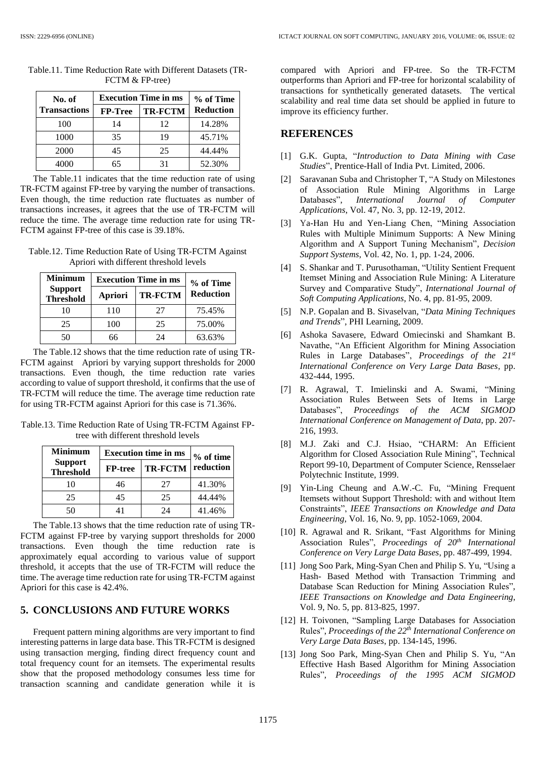Table.11. Time Reduction Rate with Different Datasets (TR-FCTM & FP-tree)

| No. of Transactions | Execution Time in ms | | % of Time Reduction |
|---|---|---|---|
| | FP-Tree | TR-FCTM | |
| 100 | 14 | 12 | 14.28% |
| 1000 | 35 | 19 | 45.71% |
| 2000 | 45 | 25 | 44.44% |
| 4000 | 65 | 31 | 52.30% |

The Table.11 indicates that the time reduction rate of using TR-FCTM against FP-tree by varying the number of transactions. Even though, the time reduction rate fluctuates as number of transactions increases, it agrees that the use of TR-FCTM will reduce the time. The average time reduction rate for using TR-FCTM against FP-tree of this case is 39.18%.

Table.12. Time Reduction Rate of Using TR-FCTM Against Apriori with different threshold levels

| Minimum Support Threshold | Execution Time in ms | | % of Time Reduction |
|---|---|---|---|
| | Apriori | TR-FCTM | |
| 10 | 110 | 27 | 75.45% |
| 25 | 100 | 25 | 75.00% |
| 50 | 66 | 24 | 63.63% |

The Table.12 shows that the time reduction rate of using TR-FCTM against Apriori by varying support thresholds for 2000 transactions. Even though, the time reduction rate varies according to value of support threshold, it confirms that the use of TR-FCTM will reduce the time. The average time reduction rate for using TR-FCTM against Apriori for this case is 71.36%.

Table.13. Time Reduction Rate of Using TR-FCTM Against FP-tree with different threshold levels

| Minimum Support Threshold | Execution time in ms | | % of time reduction |
|---|---|---|---|
| | FP-tree | TR-FCTM | |
| 10 | 46 | 27 | 41.30% |
| 25 | 45 | 25 | 44.44% |
| 50 | 41 | 24 | 41.46% |

The Table.13 shows that the time reduction rate of using TR-FCTM against FP-tree by varying support thresholds for 2000 transactions. Even though the time reduction rate is approximately equal according to various value of support threshold, it accepts that the use of TR-FCTM will reduce the time. The average time reduction rate for using TR-FCTM against Apriori for this case is 42.4%.

## 5. CONCLUSIONS AND FUTURE WORKS

Frequent pattern mining algorithms are very important to find interesting patterns in large data base. This TR-FCTM is designed using transaction merging, finding direct frequency count and total frequency count for an itemsets. The experimental results show that the proposed methodology consumes less time for transaction scanning and candidate generation while it is compared with Apriori and FP-tree. So the TR-FCTM outperforms than Apriori and FP-tree for horizontal scalability of transactions for synthetically generated datasets. The vertical scalability and real time data set should be applied in future to improve its efficiency further.

## REFERENCES

[1] G.K. Gupta, "*Introduction to Data Mining with Case Studies*", Prentice-Hall of India Pvt. Limited, 2006.

[2] Saravanan Suba and Christopher T, "A Study on Milestones of Association Rule Mining Algorithms in Large Databases", *International Journal of Computer Applications*, Vol. 47, No. 3, pp. 12-19, 2012.

[3] Ya-Han Hu and Yen-Liang Chen, "Mining Association Rules with Multiple Minimum Supports: A New Mining Algorithm and A Support Tuning Mechanism", *Decision Support Systems*, Vol. 42, No. 1, pp. 1-24, 2006.

[4] S. Shankar and T. Purusothaman, "Utility Sentient Frequent Itemset Mining and Association Rule Mining: A Literature Survey and Comparative Study", *International Journal of Soft Computing Applications*, No. 4, pp. 81-95, 2009.

[5] N.P. Gopalan and B. Sivaselvan, "*Data Mining Techniques and Trends*", PHI Learning, 2009.

[6] Ashoka Savasere, Edward Omiecinski and Shamkant B. Navathe, "An Efficient Algorithm for Mining Association Rules in Large Databases", *Proceedings of the 21st International Conference on Very Large Data Bases*, pp. 432-444, 1995.

[7] R. Agrawal, T. Imielinski and A. Swami, "Mining Association Rules Between Sets of Items in Large Databases", *Proceedings of the ACM SIGMOD International Conference on Management of Data*, pp. 207-216, 1993.

[8] M.J. Zaki and C.J. Hsiao, "CHARM: An Efficient Algorithm for Closed Association Rule Mining", Technical Report 99-10, Department of Computer Science, Rensselaer Polytechnic Institute, 1999.

[9] Yin-Ling Cheung and A.W.-C. Fu, "Mining Frequent Itemsets without Support Threshold: with and without Item Constraints", *IEEE Transactions on Knowledge and Data Engineering*, Vol. 16, No. 9, pp. 1052-1069, 2004.

[10] R. Agrawal and R. Srikant, "Fast Algorithms for Mining Association Rules", *Proceedings of 20th International Conference on Very Large Data Bases*, pp. 487-499, 1994.

[11] Jong Soo Park, Ming-Syan Chen and Philip S. Yu, "Using a Hash- Based Method with Transaction Trimming and Database Scan Reduction for Mining Association Rules", *IEEE Transactions on Knowledge and Data Engineering*, Vol. 9, No. 5, pp. 813-825, 1997.

[12] H. Toivonen, "Sampling Large Databases for Association Rules", *Proceedings of the 22th International Conference on Very Large Data Bases*, pp. 134-145, 1996.

[13] Jong Soo Park, Ming-Syan Chen and Philip S. Yu, "An Effective Hash Based Algorithm for Mining Association Rules", *Proceedings of the 1995 ACM SIGMOD*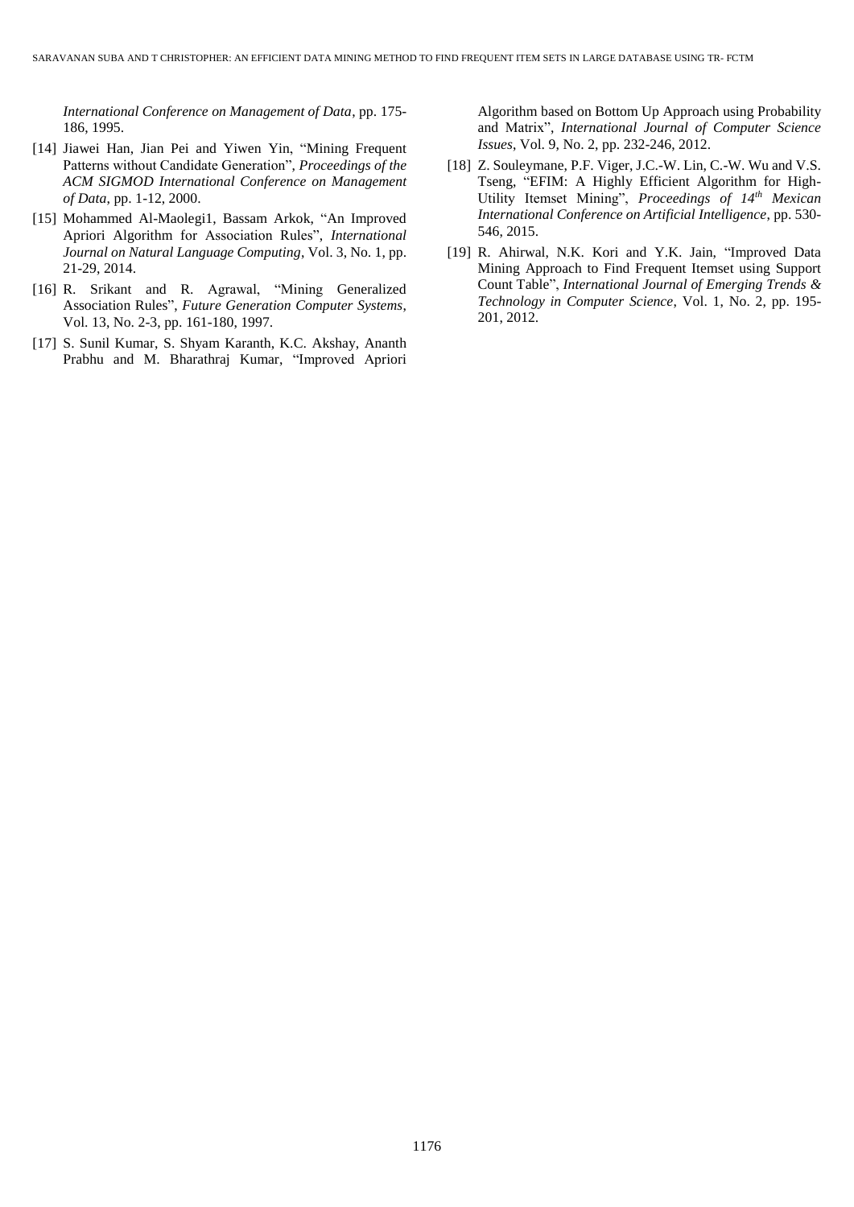*International Conference on Management of Data*, pp. 175-186, 1995.

[14] Jiawei Han, Jian Pei and Yiwen Yin, "Mining Frequent Patterns without Candidate Generation", *Proceedings of the ACM SIGMOD International Conference on Management of Data*, pp. 1-12, 2000.

[15] Mohammed Al-Maolegi1, Bassam Arkok, "An Improved Apriori Algorithm for Association Rules", *International Journal on Natural Language Computing*, Vol. 3, No. 1, pp. 21-29, 2014.

[16] R. Srikant and R. Agrawal, "Mining Generalized Association Rules", *Future Generation Computer Systems*, Vol. 13, No. 2-3, pp. 161-180, 1997.

[17] S. Sunil Kumar, S. Shyam Karanth, K.C. Akshay, Ananth Prabhu and M. Bharathraj Kumar, "Improved Apriori Algorithm based on Bottom Up Approach using Probability and Matrix", *International Journal of Computer Science Issues*, Vol. 9, No. 2, pp. 232-246, 2012.

[18] Z. Souleymane, P.F. Viger, J.C.-W. Lin, C.-W. Wu and V.S. Tseng, "EFIM: A Highly Efficient Algorithm for High-Utility Itemset Mining", *Proceedings of 14th Mexican International Conference on Artificial Intelligence*, pp. 530-546, 2015.

[19] R. Ahirwal, N.K. Kori and Y.K. Jain, "Improved Data Mining Approach to Find Frequent Itemset using Support Count Table", *International Journal of Emerging Trends & Technology in Computer Science*, Vol. 1, No. 2, pp. 195-201, 2012.